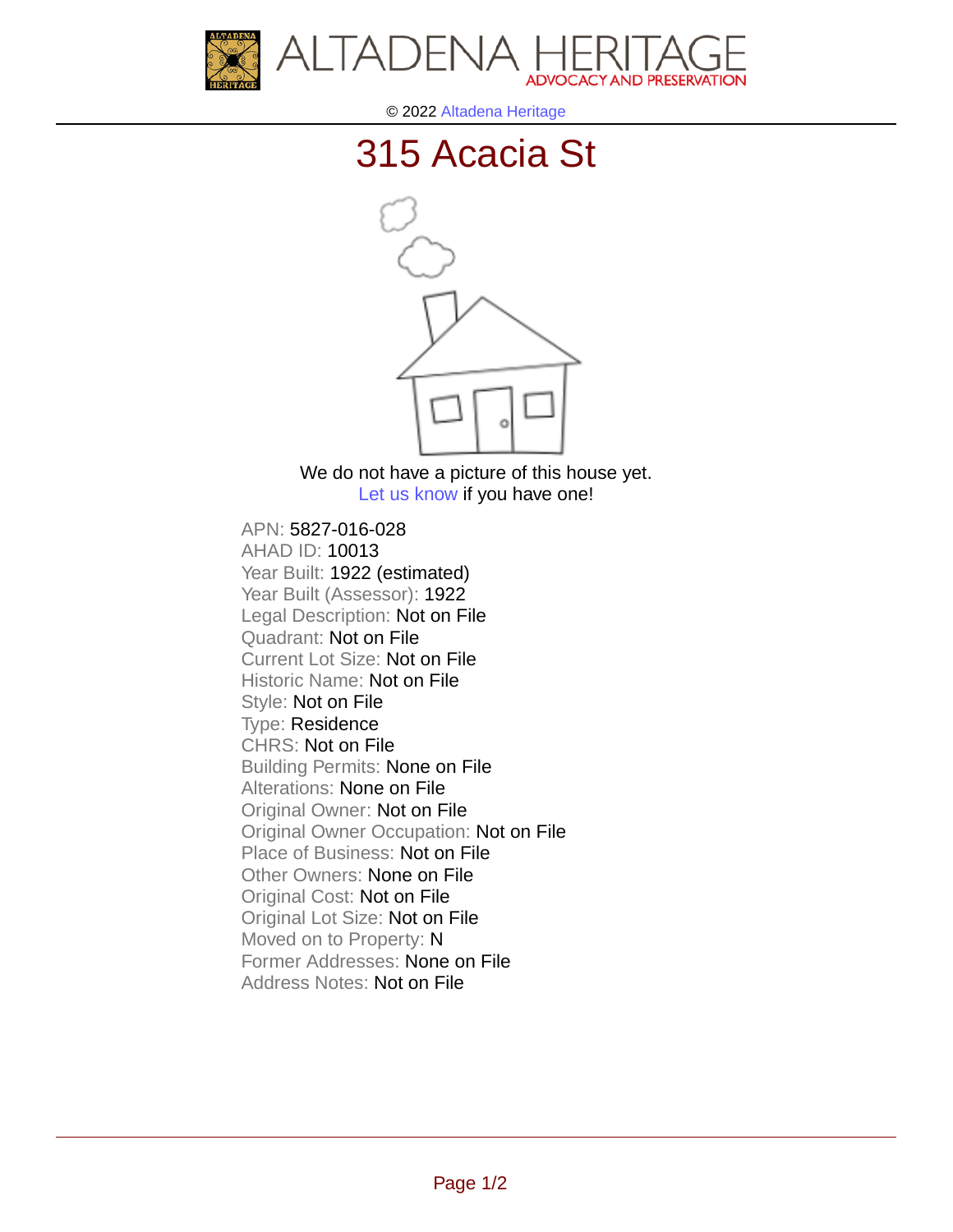© 2022 Altadena Heritage

# 315 Acacia St

We do not have a picture of this house yet.
Let us know if you have one!

APN: 5827-016-028
AHAD ID: 10013
Year Built: 1922 (estimated)
Year Built (Assessor): 1922
Legal Description: Not on File
Quadrant: Not on File
Current Lot Size: Not on File
Historic Name: Not on File
Style: Not on File
Type: Residence
CHRS: Not on File
Building Permits: None on File
Alterations: None on File
Original Owner: Not on File
Original Owner Occupation: Not on File
Place of Business: Not on File
Other Owners: None on File
Original Cost: Not on File
Original Lot Size: Not on File
Moved on to Property: N
Former Addresses: None on File
Address Notes: Not on File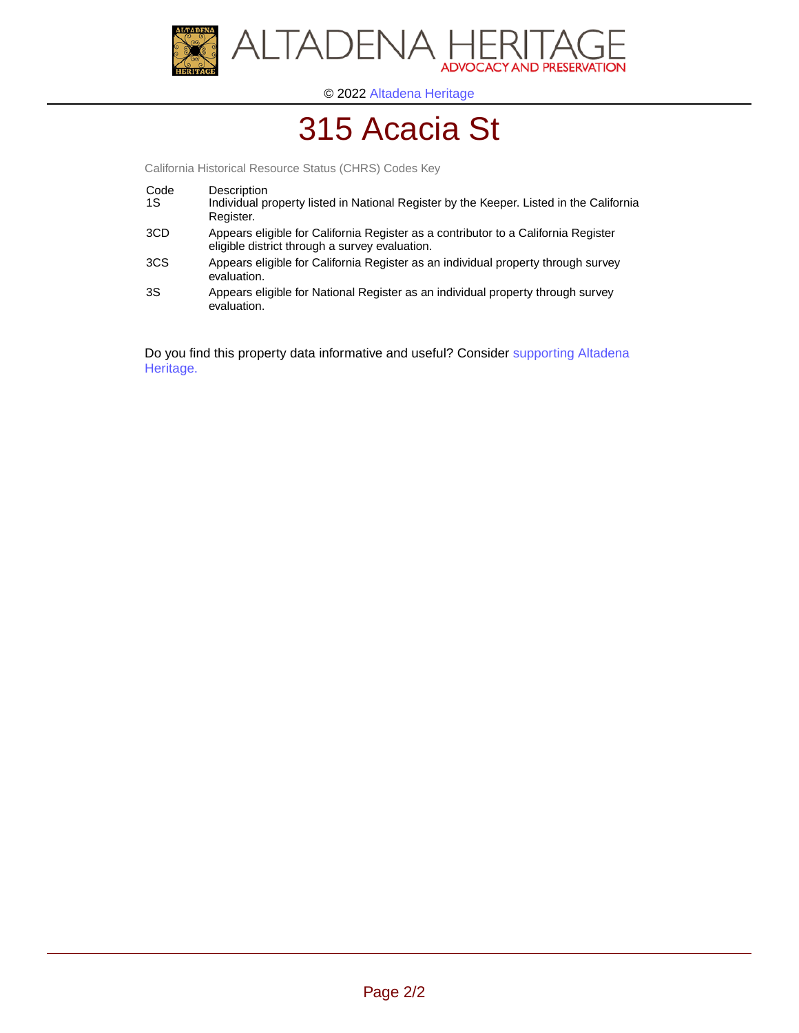© 2022 Altadena Heritage

# 315 Acacia St

California Historical Resource Status (CHRS) Codes Key

| Code | Description |
| --- | --- |
| 1S | Individual property listed in National Register by the Keeper. Listed in the California Register. |
| 3CD | Appears eligible for California Register as a contributor to a California Register eligible district through a survey evaluation. |
| 3CS | Appears eligible for California Register as an individual property through survey evaluation. |
| 3S | Appears eligible for National Register as an individual property through survey evaluation. |

Do you find this property data informative and useful? Consider supporting Altadena Heritage.